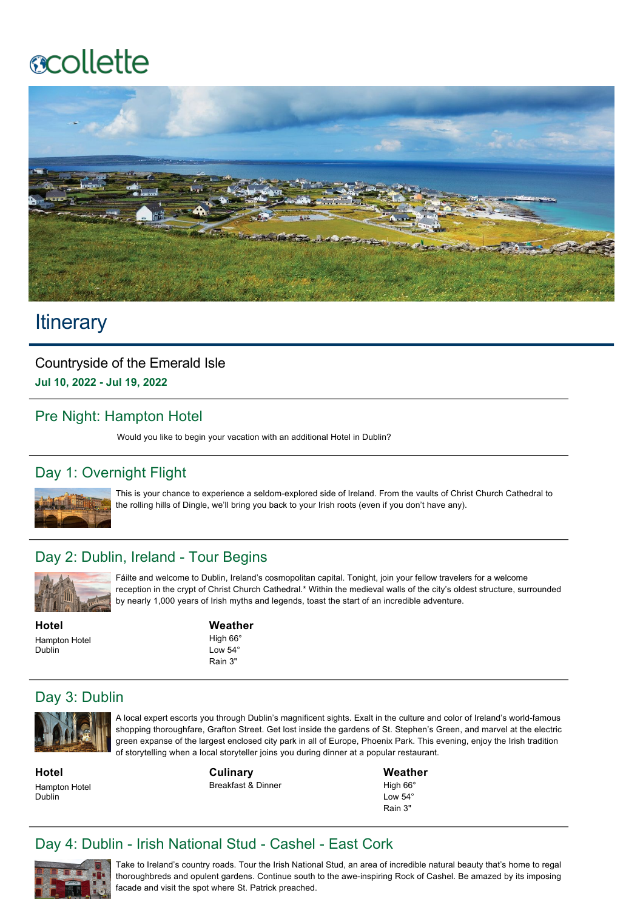collette

# Itinerary

## Countryside of the Emerald Isle

**Jul 10, 2022 - Jul 19, 2022**

## Pre Night: Hampton Hotel

Would you like to begin your vacation with an additional Hotel in Dublin?

## Day 1: Overnight Flight

This is your chance to experience a seldom-explored side of Ireland. From the vaults of Christ Church Cathedral to the rolling hills of Dingle, we'll bring you back to your Irish roots (even if you don't have any).

## Day 2: Dublin, Ireland - Tour Begins

Fáilte and welcome to Dublin, Ireland's cosmopolitan capital. Tonight, join your fellow travelers for a welcome reception in the crypt of Christ Church Cathedral.* Within the medieval walls of the city's oldest structure, surrounded by nearly 1,000 years of Irish myths and legends, toast the start of an incredible adventure.

**Hotel**

Hampton Hotel
Dublin

**Weather**

High 66°
Low 54°
Rain 3"

## Day 3: Dublin

A local expert escorts you through Dublin's magnificent sights. Exalt in the culture and color of Ireland's world-famous shopping thoroughfare, Grafton Street. Get lost inside the gardens of St. Stephen's Green, and marvel at the electric green expanse of the largest enclosed city park in all of Europe, Phoenix Park. This evening, enjoy the Irish tradition of storytelling when a local storyteller joins you during dinner at a popular restaurant.

**Hotel**

Hampton Hotel
Dublin

**Culinary**

Breakfast & Dinner

**Weather**

High 66°
Low 54°
Rain 3"

## Day 4: Dublin - Irish National Stud - Cashel - East Cork

Take to Ireland's country roads. Tour the Irish National Stud, an area of incredible natural beauty that's home to regal thoroughbreds and opulent gardens. Continue south to the awe-inspiring Rock of Cashel. Be amazed by its imposing facade and visit the spot where St. Patrick preached.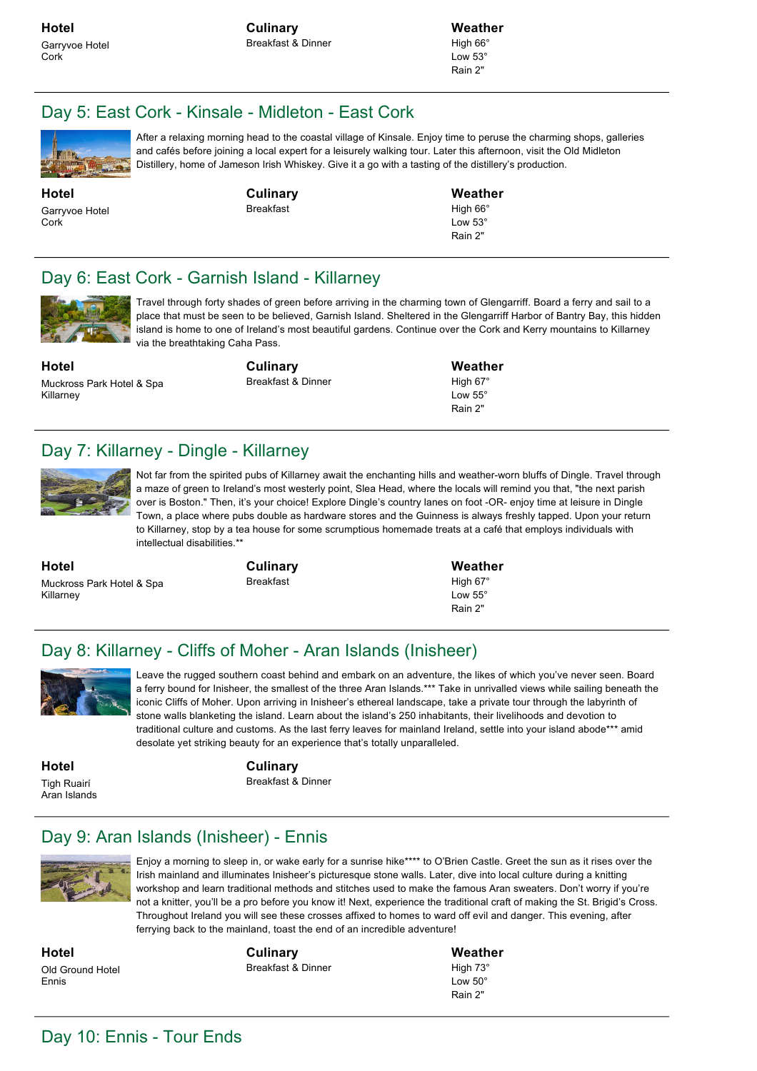| Hotel | Culinary | Weather |
| --- | --- | --- |
| Garryvoe Hotel<br>Cork | Breakfast & Dinner | High 66°<br>Low 53°<br>Rain 2" |

## Day 5: East Cork - Kinsale - Midleton - East Cork

After a relaxing morning head to the coastal village of Kinsale. Enjoy time to peruse the charming shops, galleries and cafés before joining a local expert for a leisurely walking tour. Later this afternoon, visit the Old Midleton Distillery, home of Jameson Irish Whiskey. Give it a go with a tasting of the distillery's production.

| Hotel | Culinary | Weather |
| --- | --- | --- |
| Garryvoe Hotel<br>Cork | Breakfast | High 66°<br>Low 53°<br>Rain 2" |

## Day 6: East Cork - Garnish Island - Killarney

Travel through forty shades of green before arriving in the charming town of Glengarriff. Board a ferry and sail to a place that must be seen to be believed, Garnish Island. Sheltered in the Glengarriff Harbor of Bantry Bay, this hidden island is home to one of Ireland's most beautiful gardens. Continue over the Cork and Kerry mountains to Killarney via the breathtaking Caha Pass.

| Hotel | Culinary | Weather |
| --- | --- | --- |
| Muckross Park Hotel & Spa<br>Killarney | Breakfast & Dinner | High 67°<br>Low 55°<br>Rain 2" |

## Day 7: Killarney - Dingle - Killarney

Not far from the spirited pubs of Killarney await the enchanting hills and weather-worn bluffs of Dingle. Travel through a maze of green to Ireland's most westerly point, Slea Head, where the locals will remind you that, "the next parish over is Boston." Then, it's your choice! Explore Dingle's country lanes on foot -OR- enjoy time at leisure in Dingle Town, a place where pubs double as hardware stores and the Guinness is always freshly tapped. Upon your return to Killarney, stop by a tea house for some scrumptious homemade treats at a café that employs individuals with intellectual disabilities.**

| Hotel | Culinary | Weather |
| --- | --- | --- |
| Muckross Park Hotel & Spa<br>Killarney | Breakfast | High 67°<br>Low 55°<br>Rain 2" |

## Day 8: Killarney - Cliffs of Moher - Aran Islands (Inisheer)

Leave the rugged southern coast behind and embark on an adventure, the likes of which you've never seen. Board a ferry bound for Inisheer, the smallest of the three Aran Islands.*** Take in unrivalled views while sailing beneath the iconic Cliffs of Moher. Upon arriving in Inisheer's ethereal landscape, take a private tour through the labyrinth of stone walls blanketing the island. Learn about the island's 250 inhabitants, their livelihoods and devotion to traditional culture and customs. As the last ferry leaves for mainland Ireland, settle into your island abode*** amid desolate yet striking beauty for an experience that's totally unparalleled.

| Hotel | Culinary |
| --- | --- |
| Tigh Ruairí<br>Aran Islands | Breakfast & Dinner |

## Day 9: Aran Islands (Inisheer) - Ennis

Enjoy a morning to sleep in, or wake early for a sunrise hike**** to O'Brien Castle. Greet the sun as it rises over the Irish mainland and illuminates Inisheer's picturesque stone walls. Later, dive into local culture during a knitting workshop and learn traditional methods and stitches used to make the famous Aran sweaters. Don't worry if you're not a knitter, you'll be a pro before you know it! Next, experience the traditional craft of making the St. Brigid's Cross. Throughout Ireland you will see these crosses affixed to homes to ward off evil and danger. This evening, after ferrying back to the mainland, toast the end of an incredible adventure!

| Hotel | Culinary | Weather |
| --- | --- | --- |
| Old Ground Hotel<br>Ennis | Breakfast & Dinner | High 73°<br>Low 50°<br>Rain 2" |

## Day 10: Ennis - Tour Ends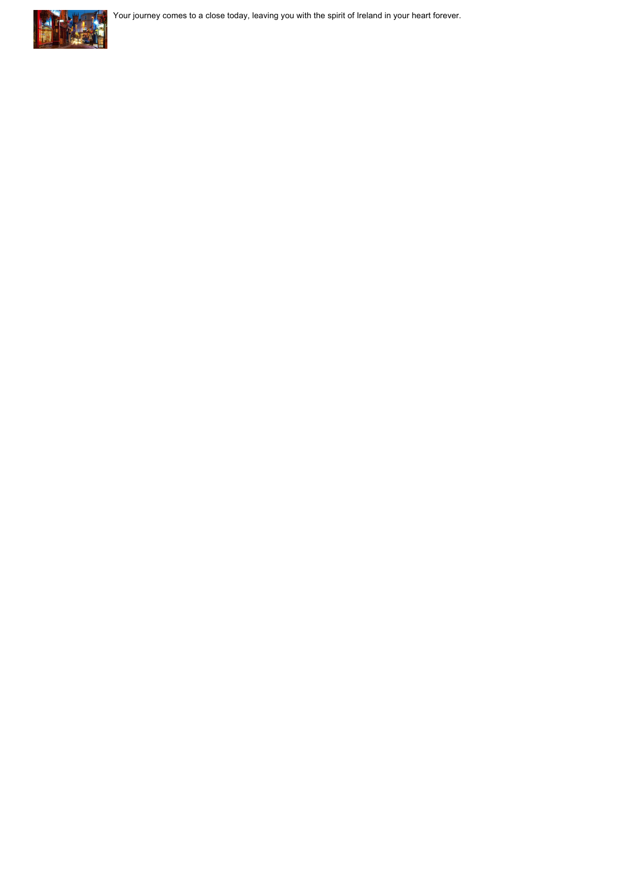Your journey comes to a close today, leaving you with the spirit of Ireland in your heart forever.